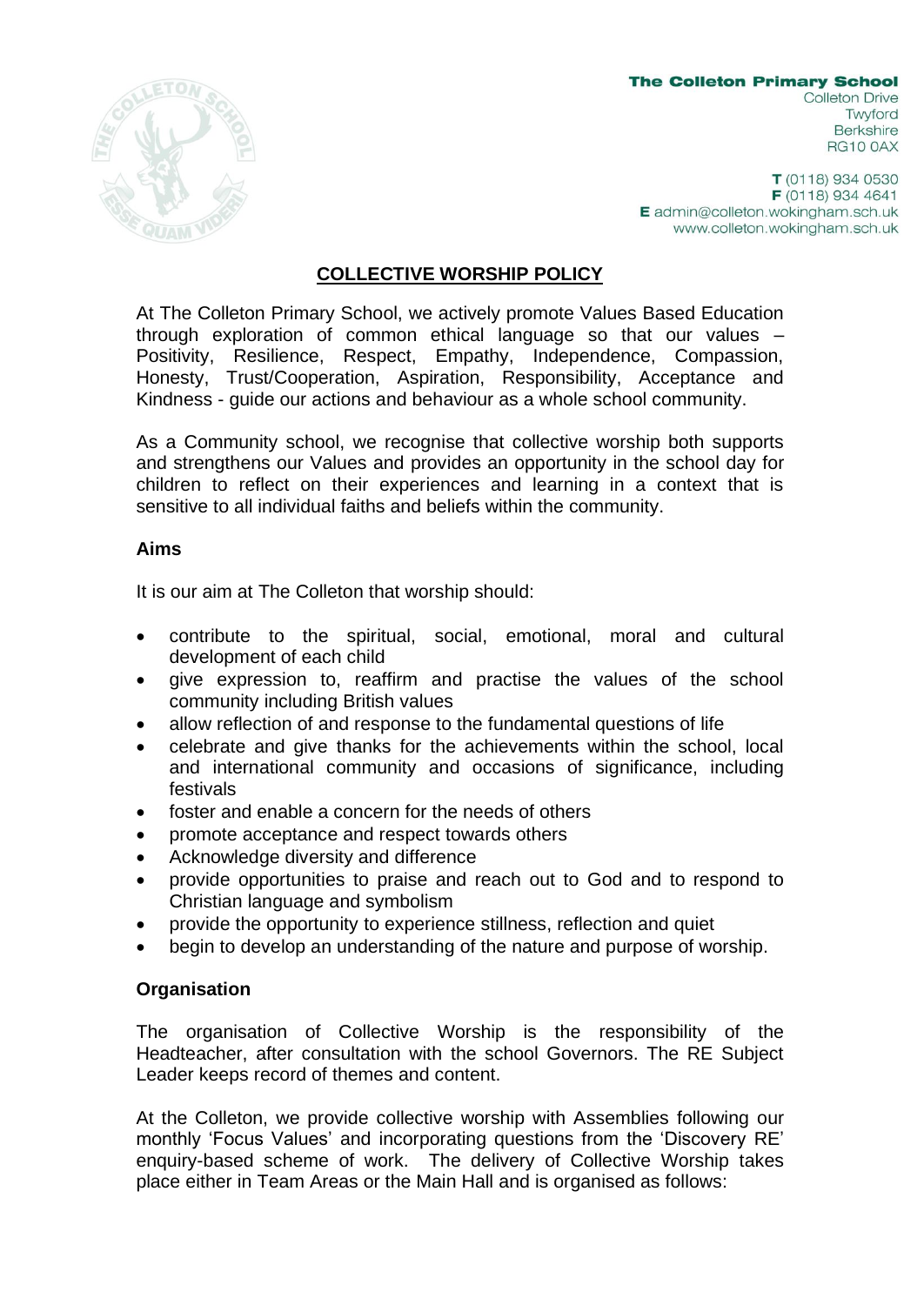**The Colleton Primary School**
Colleton Drive
Twyford
Berkshire
RG10 0AX

**T** (0118) 934 0530
**F** (0118) 934 4641
**E** admin@colleton.wokingham.sch.uk
www.colleton.wokingham.sch.uk

# COLLECTIVE WORSHIP POLICY

At The Colleton Primary School, we actively promote Values Based Education through exploration of common ethical language so that our values – Positivity, Resilience, Respect, Empathy, Independence, Compassion, Honesty, Trust/Cooperation, Aspiration, Responsibility, Acceptance and Kindness - guide our actions and behaviour as a whole school community.

As a Community school, we recognise that collective worship both supports and strengthens our Values and provides an opportunity in the school day for children to reflect on their experiences and learning in a context that is sensitive to all individual faiths and beliefs within the community.

## Aims

It is our aim at The Colleton that worship should:

- contribute to the spiritual, social, emotional, moral and cultural development of each child
- give expression to, reaffirm and practise the values of the school community including British values
- allow reflection of and response to the fundamental questions of life
- celebrate and give thanks for the achievements within the school, local and international community and occasions of significance, including festivals
- foster and enable a concern for the needs of others
- promote acceptance and respect towards others
- Acknowledge diversity and difference
- provide opportunities to praise and reach out to God and to respond to Christian language and symbolism
- provide the opportunity to experience stillness, reflection and quiet
- begin to develop an understanding of the nature and purpose of worship.

## Organisation

The organisation of Collective Worship is the responsibility of the Headteacher, after consultation with the school Governors. The RE Subject Leader keeps record of themes and content.

At the Colleton, we provide collective worship with Assemblies following our monthly 'Focus Values' and incorporating questions from the 'Discovery RE' enquiry-based scheme of work. The delivery of Collective Worship takes place either in Team Areas or the Main Hall and is organised as follows: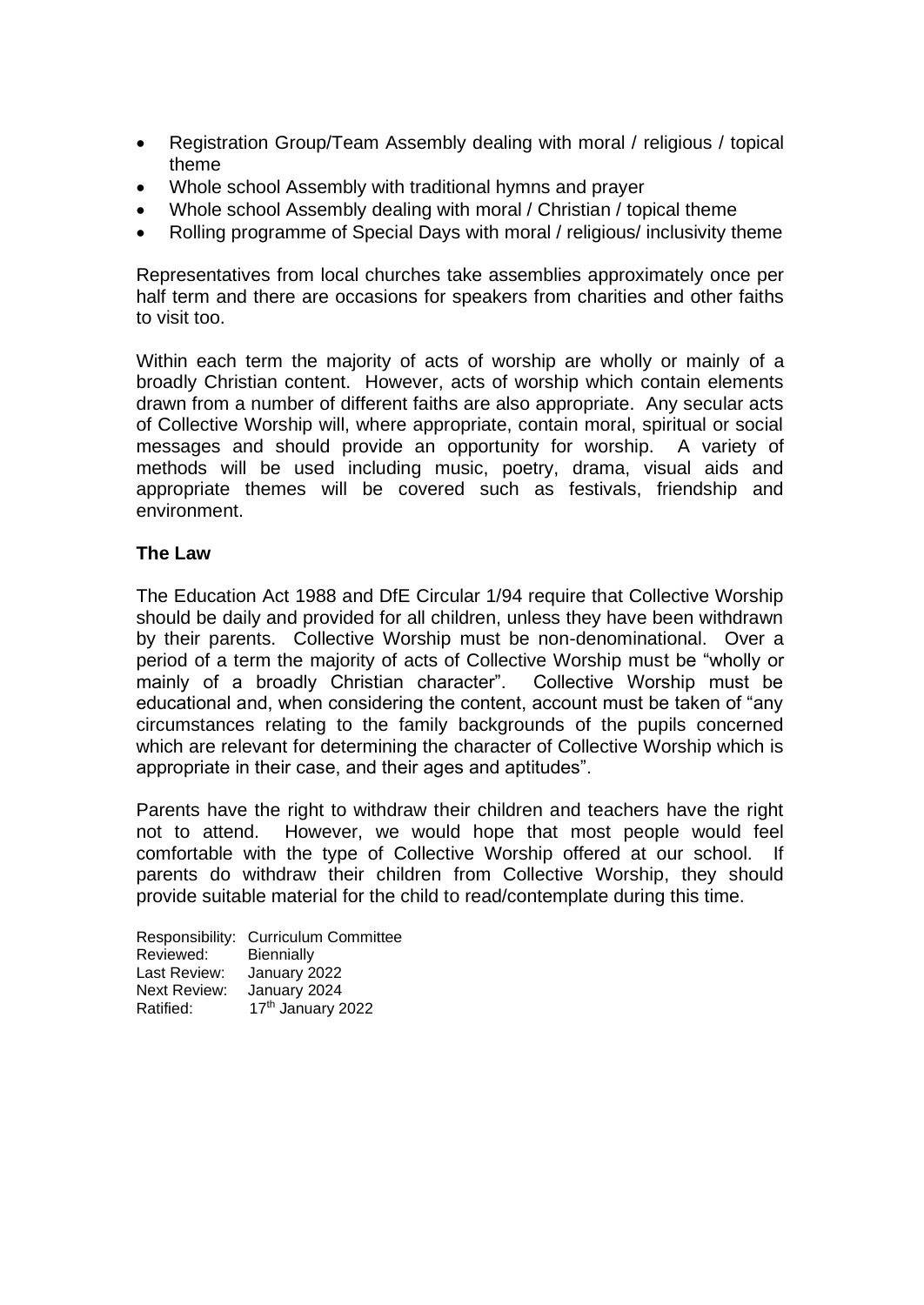- Registration Group/Team Assembly dealing with moral / religious / topical theme
- Whole school Assembly with traditional hymns and prayer
- Whole school Assembly dealing with moral / Christian / topical theme
- Rolling programme of Special Days with moral / religious/ inclusivity theme

Representatives from local churches take assemblies approximately once per half term and there are occasions for speakers from charities and other faiths to visit too.

Within each term the majority of acts of worship are wholly or mainly of a broadly Christian content. However, acts of worship which contain elements drawn from a number of different faiths are also appropriate. Any secular acts of Collective Worship will, where appropriate, contain moral, spiritual or social messages and should provide an opportunity for worship. A variety of methods will be used including music, poetry, drama, visual aids and appropriate themes will be covered such as festivals, friendship and environment.

**The Law**

The Education Act 1988 and DfE Circular 1/94 require that Collective Worship should be daily and provided for all children, unless they have been withdrawn by their parents. Collective Worship must be non-denominational. Over a period of a term the majority of acts of Collective Worship must be "wholly or mainly of a broadly Christian character". Collective Worship must be educational and, when considering the content, account must be taken of "any circumstances relating to the family backgrounds of the pupils concerned which are relevant for determining the character of Collective Worship which is appropriate in their case, and their ages and aptitudes".

Parents have the right to withdraw their children and teachers have the right not to attend. However, we would hope that most people would feel comfortable with the type of Collective Worship offered at our school. If parents do withdraw their children from Collective Worship, they should provide suitable material for the child to read/contemplate during this time.

Responsibility: Curriculum Committee
Reviewed: Biennially
Last Review: January 2022
Next Review: January 2024
Ratified: 17th January 2022